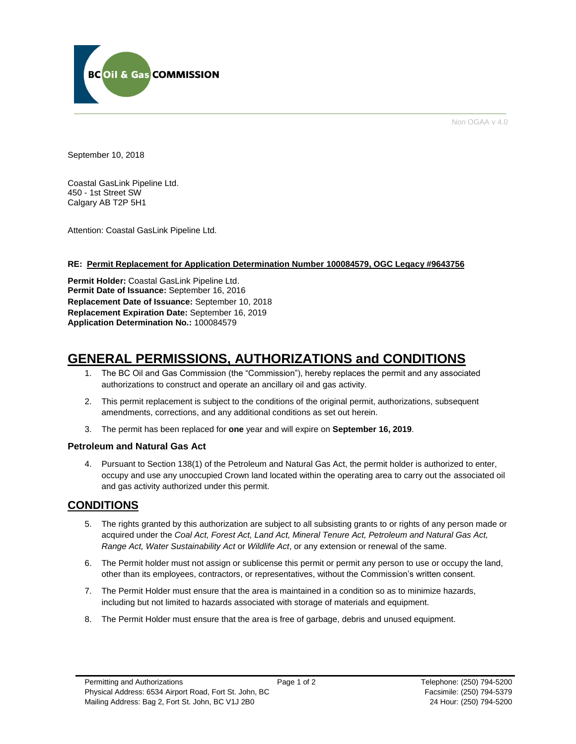BC Oil & Gas COMMISSION

Non OGAA v 4.0

September 10, 2018

Coastal GasLink Pipeline Ltd.
450 - 1st Street SW
Calgary AB T2P 5H1

Attention: Coastal GasLink Pipeline Ltd.

**RE: Permit Replacement for Application Determination Number 100084579, OGC Legacy #9643756**

**Permit Holder:** Coastal GasLink Pipeline Ltd.
**Permit Date of Issuance:** September 16, 2016
**Replacement Date of Issuance:** September 10, 2018
**Replacement Expiration Date:** September 16, 2019
**Application Determination No.:** 100084579

# GENERAL PERMISSIONS, AUTHORIZATIONS and CONDITIONS

1. The BC Oil and Gas Commission (the "Commission"), hereby replaces the permit and any associated authorizations to construct and operate an ancillary oil and gas activity.
2. This permit replacement is subject to the conditions of the original permit, authorizations, subsequent amendments, corrections, and any additional conditions as set out herein.
3. The permit has been replaced for **one** year and will expire on **September 16, 2019**.

### Petroleum and Natural Gas Act

4. Pursuant to Section 138(1) of the Petroleum and Natural Gas Act, the permit holder is authorized to enter, occupy and use any unoccupied Crown land located within the operating area to carry out the associated oil and gas activity authorized under this permit.

## CONDITIONS

5. The rights granted by this authorization are subject to all subsisting grants to or rights of any person made or acquired under the *Coal Act, Forest Act, Land Act, Mineral Tenure Act, Petroleum and Natural Gas Act, Range Act, Water Sustainability Act* or *Wildlife Act*, or any extension or renewal of the same.
6. The Permit holder must not assign or sublicense this permit or permit any person to use or occupy the land, other than its employees, contractors, or representatives, without the Commission's written consent.
7. The Permit Holder must ensure that the area is maintained in a condition so as to minimize hazards, including but not limited to hazards associated with storage of materials and equipment.
8. The Permit Holder must ensure that the area is free of garbage, debris and unused equipment.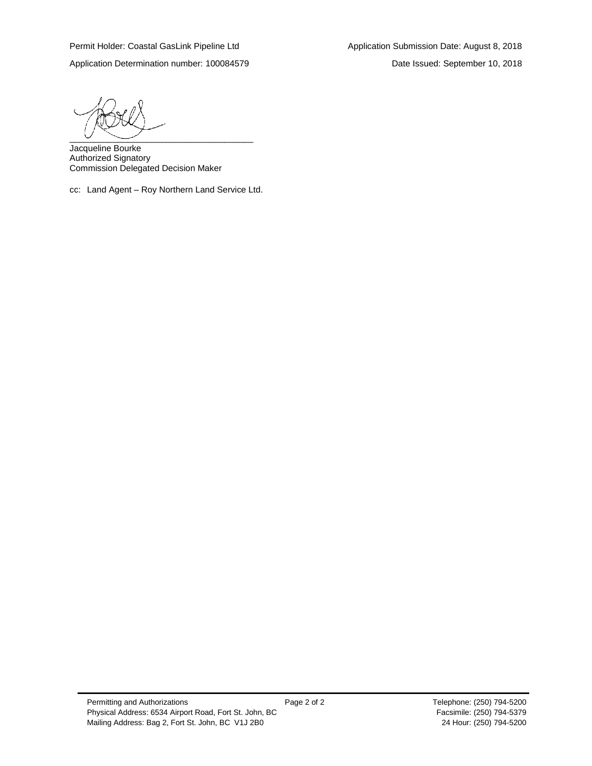Permit Holder: Coastal GasLink Pipeline Ltd

Application Determination number: 100084579

Application Submission Date: August 8, 2018

Date Issued: September 10, 2018

\_\_\_\_\_\_\_\_\_\_\_\_\_\_\_\_\_\_\_\_\_\_\_\_\_\_\_\_\_\_\_\_\_\_\_\_\_\_

Jacqueline Bourke
Authorized Signatory
Commission Delegated Decision Maker

cc: Land Agent – Roy Northern Land Service Ltd.

Permitting and Authorizations
Physical Address: 6534 Airport Road, Fort St. John, BC
Mailing Address: Bag 2, Fort St. John, BC V1J 2B0

Telephone: (250) 794-5200
Facsimile: (250) 794-5379
24 Hour: (250) 794-5200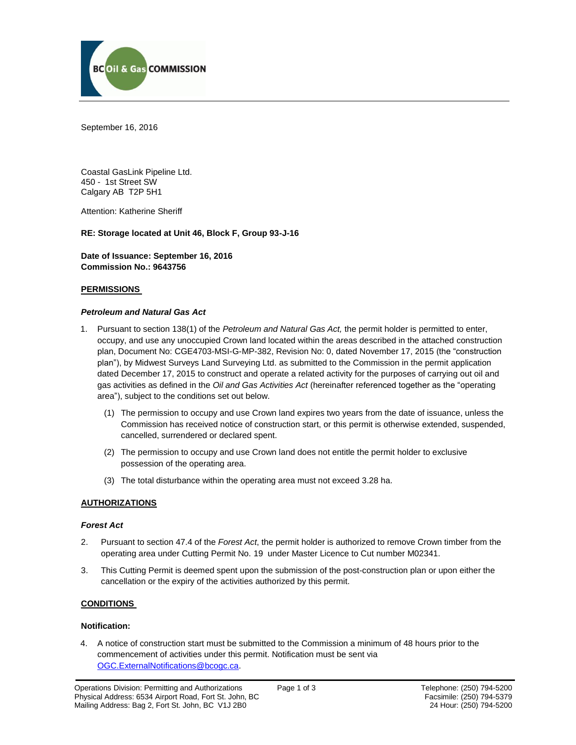BC Oil & Gas COMMISSION

September 16, 2016

Coastal GasLink Pipeline Ltd.
450 - 1st Street SW
Calgary AB T2P 5H1

Attention: Katherine Sheriff

**RE: Storage located at Unit 46, Block F, Group 93-J-16**

**Date of Issuance: September 16, 2016**
**Commission No.: 9643756**

## PERMISSIONS

### *Petroleum and Natural Gas Act*

1. Pursuant to section 138(1) of the *Petroleum and Natural Gas Act,* the permit holder is permitted to enter, occupy, and use any unoccupied Crown land located within the areas described in the attached construction plan, Document No: CGE4703-MSI-G-MP-382, Revision No: 0, dated November 17, 2015 (the "construction plan"), by Midwest Surveys Land Surveying Ltd. as submitted to the Commission in the permit application dated December 17, 2015 to construct and operate a related activity for the purposes of carrying out oil and gas activities as defined in the *Oil and Gas Activities Act* (hereinafter referenced together as the "operating area"), subject to the conditions set out below.

   (1) The permission to occupy and use Crown land expires two years from the date of issuance, unless the Commission has received notice of construction start, or this permit is otherwise extended, suspended, cancelled, surrendered or declared spent.

   (2) The permission to occupy and use Crown land does not entitle the permit holder to exclusive possession of the operating area.

   (3) The total disturbance within the operating area must not exceed 3.28 ha.

## AUTHORIZATIONS

### *Forest Act*

2. Pursuant to section 47.4 of the *Forest Act*, the permit holder is authorized to remove Crown timber from the operating area under Cutting Permit No. 19 under Master Licence to Cut number M02341.

3. This Cutting Permit is deemed spent upon the submission of the post-construction plan or upon either the cancellation or the expiry of the activities authorized by this permit.

## CONDITIONS

### Notification:

4. A notice of construction start must be submitted to the Commission a minimum of 48 hours prior to the commencement of activities under this permit. Notification must be sent via OGC.ExternalNotifications@bcogc.ca.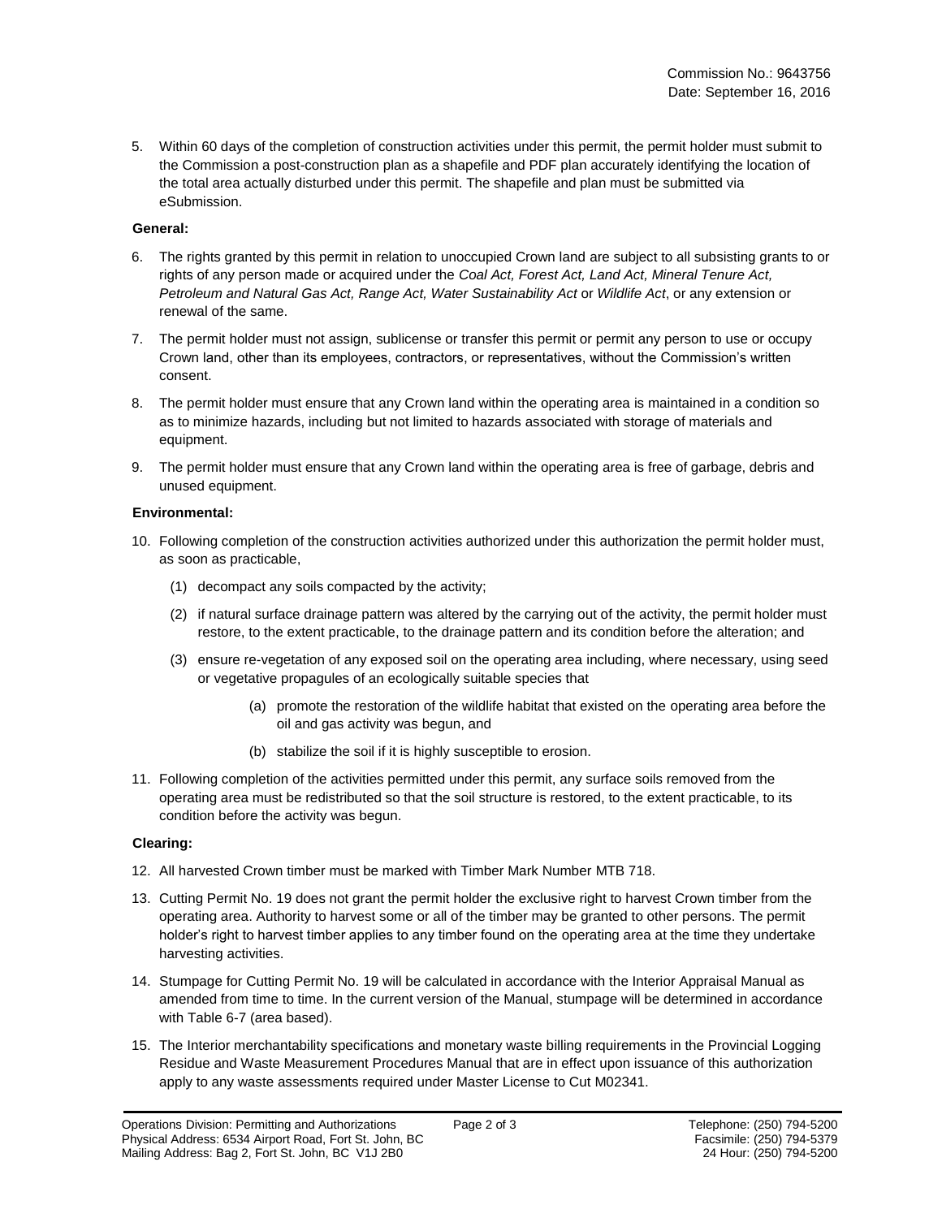Commission No.: 9643756
Date: September 16, 2016

5. Within 60 days of the completion of construction activities under this permit, the permit holder must submit to the Commission a post-construction plan as a shapefile and PDF plan accurately identifying the location of the total area actually disturbed under this permit. The shapefile and plan must be submitted via eSubmission.

**General:**

6. The rights granted by this permit in relation to unoccupied Crown land are subject to all subsisting grants to or rights of any person made or acquired under the *Coal Act, Forest Act, Land Act, Mineral Tenure Act, Petroleum and Natural Gas Act, Range Act, Water Sustainability Act* or *Wildlife Act*, or any extension or renewal of the same.
7. The permit holder must not assign, sublicense or transfer this permit or permit any person to use or occupy Crown land, other than its employees, contractors, or representatives, without the Commission's written consent.
8. The permit holder must ensure that any Crown land within the operating area is maintained in a condition so as to minimize hazards, including but not limited to hazards associated with storage of materials and equipment.
9. The permit holder must ensure that any Crown land within the operating area is free of garbage, debris and unused equipment.

**Environmental:**

10. Following completion of the construction activities authorized under this authorization the permit holder must, as soon as practicable,
    (1) decompact any soils compacted by the activity;
    (2) if natural surface drainage pattern was altered by the carrying out of the activity, the permit holder must restore, to the extent practicable, to the drainage pattern and its condition before the alteration; and
    (3) ensure re-vegetation of any exposed soil on the operating area including, where necessary, using seed or vegetative propagules of an ecologically suitable species that
        (a) promote the restoration of the wildlife habitat that existed on the operating area before the oil and gas activity was begun, and
        (b) stabilize the soil if it is highly susceptible to erosion.
11. Following completion of the activities permitted under this permit, any surface soils removed from the operating area must be redistributed so that the soil structure is restored, to the extent practicable, to its condition before the activity was begun.

**Clearing:**

12. All harvested Crown timber must be marked with Timber Mark Number MTB 718.
13. Cutting Permit No. 19 does not grant the permit holder the exclusive right to harvest Crown timber from the operating area. Authority to harvest some or all of the timber may be granted to other persons. The permit holder's right to harvest timber applies to any timber found on the operating area at the time they undertake harvesting activities.
14. Stumpage for Cutting Permit No. 19 will be calculated in accordance with the Interior Appraisal Manual as amended from time to time. In the current version of the Manual, stumpage will be determined in accordance with Table 6-7 (area based).
15. The Interior merchantability specifications and monetary waste billing requirements in the Provincial Logging Residue and Waste Measurement Procedures Manual that are in effect upon issuance of this authorization apply to any waste assessments required under Master License to Cut M02341.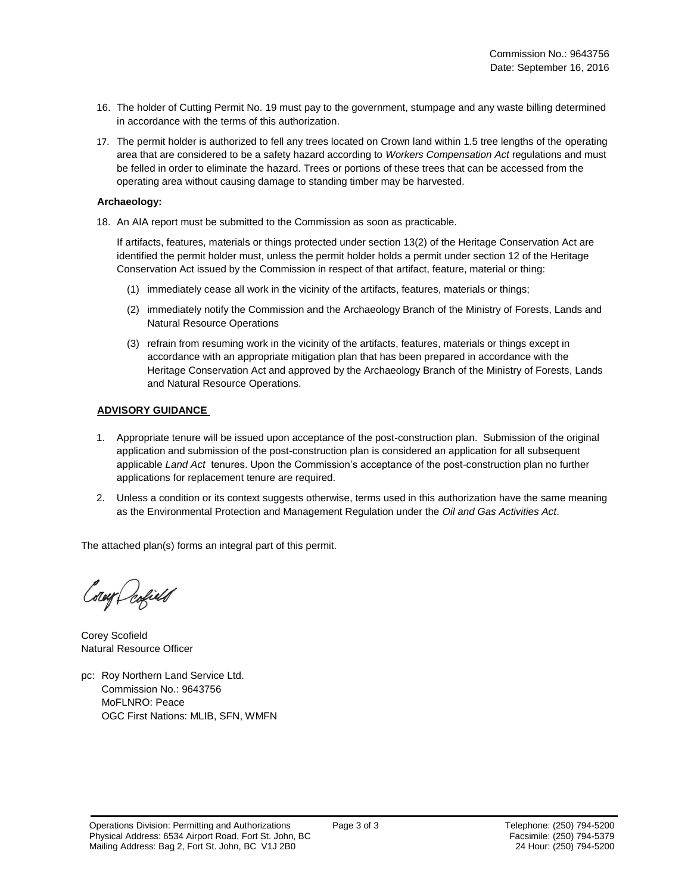Commission No.: 9643756
Date: September 16, 2016

16. The holder of Cutting Permit No. 19 must pay to the government, stumpage and any waste billing determined in accordance with the terms of this authorization.
17. The permit holder is authorized to fell any trees located on Crown land within 1.5 tree lengths of the operating area that are considered to be a safety hazard according to *Workers Compensation Act* regulations and must be felled in order to eliminate the hazard. Trees or portions of these trees that can be accessed from the operating area without causing damage to standing timber may be harvested.

**Archaeology:**

18. An AIA report must be submitted to the Commission as soon as practicable.

    If artifacts, features, materials or things protected under section 13(2) of the Heritage Conservation Act are identified the permit holder must, unless the permit holder holds a permit under section 12 of the Heritage Conservation Act issued by the Commission in respect of that artifact, feature, material or thing:

    (1) immediately cease all work in the vicinity of the artifacts, features, materials or things;

    (2) immediately notify the Commission and the Archaeology Branch of the Ministry of Forests, Lands and Natural Resource Operations

    (3) refrain from resuming work in the vicinity of the artifacts, features, materials or things except in accordance with an appropriate mitigation plan that has been prepared in accordance with the Heritage Conservation Act and approved by the Archaeology Branch of the Ministry of Forests, Lands and Natural Resource Operations.

**ADVISORY GUIDANCE**

1. Appropriate tenure will be issued upon acceptance of the post-construction plan. Submission of the original application and submission of the post-construction plan is considered an application for all subsequent applicable *Land Act* tenures. Upon the Commission's acceptance of the post-construction plan no further applications for replacement tenure are required.
2. Unless a condition or its context suggests otherwise, terms used in this authorization have the same meaning as the Environmental Protection and Management Regulation under the *Oil and Gas Activities Act*.

The attached plan(s) forms an integral part of this permit.

Corey Scofield

Corey Scofield
Natural Resource Officer

pc: Roy Northern Land Service Ltd.
Commission No.: 9643756
MoFLNRO: Peace
OGC First Nations: MLIB, SFN, WMFN

Operations Division: Permitting and Authorizations
Physical Address: 6534 Airport Road, Fort St. John, BC
Mailing Address: Bag 2, Fort St. John, BC V1J 2B0

Telephone: (250) 794-5200
Facsimile: (250) 794-5379
24 Hour: (250) 794-5200